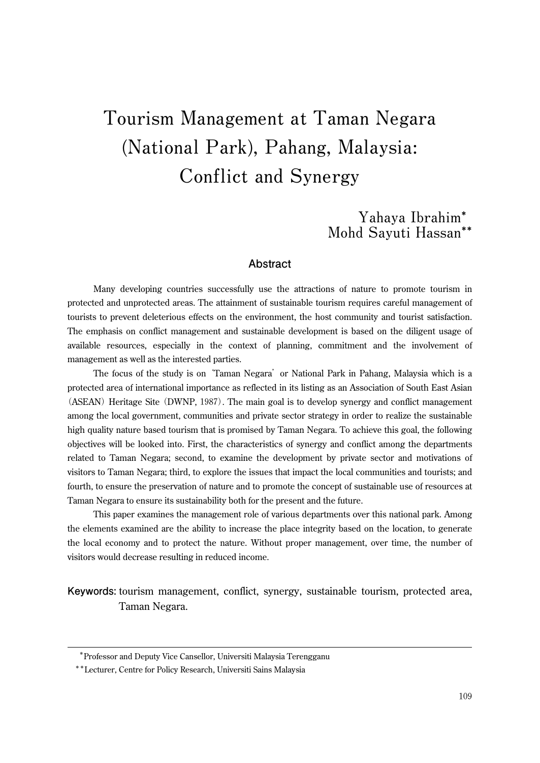# Tourism Management at Taman Negara (National Park), Pahang, Malaysia: Conflict and Synergy

Yahaya Ibrahim*
Mohd Sayuti Hassan**

## Abstract

Many developing countries successfully use the attractions of nature to promote tourism in protected and unprotected areas. The attainment of sustainable tourism requires careful management of tourists to prevent deleterious effects on the environment, the host community and tourist satisfaction. The emphasis on conflict management and sustainable development is based on the diligent usage of available resources, especially in the context of planning, commitment and the involvement of management as well as the interested parties.

The focus of the study is on 'Taman Negara' or National Park in Pahang, Malaysia which is a protected area of international importance as reflected in its listing as an Association of South East Asian (ASEAN) Heritage Site (DWNP, 1987). The main goal is to develop synergy and conflict management among the local government, communities and private sector strategy in order to realize the sustainable high quality nature based tourism that is promised by Taman Negara. To achieve this goal, the following objectives will be looked into. First, the characteristics of synergy and conflict among the departments related to Taman Negara; second, to examine the development by private sector and motivations of visitors to Taman Negara; third, to explore the issues that impact the local communities and tourists; and fourth, to ensure the preservation of nature and to promote the concept of sustainable use of resources at Taman Negara to ensure its sustainability both for the present and the future.

This paper examines the management role of various departments over this national park. Among the elements examined are the ability to increase the place integrity based on the location, to generate the local economy and to protect the nature. Without proper management, over time, the number of visitors would decrease resulting in reduced income.

**Keywords:** tourism management, conflict, synergy, sustainable tourism, protected area, Taman Negara.

---

*Professor and Deputy Vice Cansellor, Universiti Malaysia Terengganu

**Lecturer, Centre for Policy Research, Universiti Sains Malaysia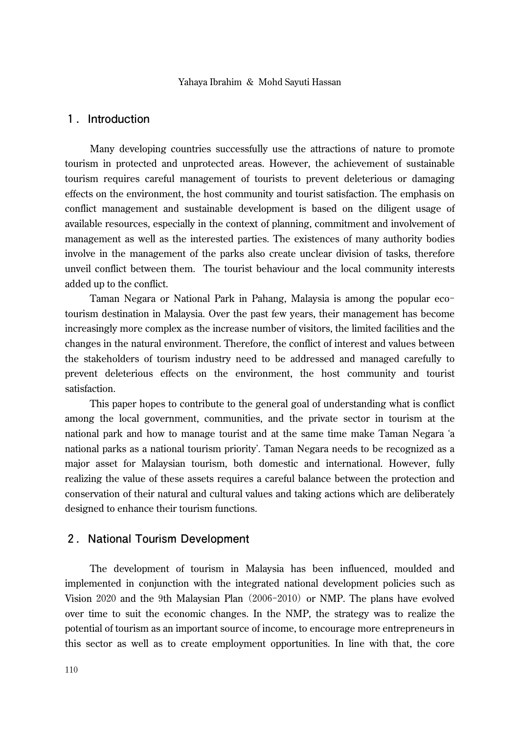## 1. Introduction

Many developing countries successfully use the attractions of nature to promote tourism in protected and unprotected areas. However, the achievement of sustainable tourism requires careful management of tourists to prevent deleterious or damaging effects on the environment, the host community and tourist satisfaction. The emphasis on conflict management and sustainable development is based on the diligent usage of available resources, especially in the context of planning, commitment and involvement of management as well as the interested parties. The existences of many authority bodies involve in the management of the parks also create unclear division of tasks, therefore unveil conflict between them. The tourist behaviour and the local community interests added up to the conflict.

Taman Negara or National Park in Pahang, Malaysia is among the popular eco-tourism destination in Malaysia. Over the past few years, their management has become increasingly more complex as the increase number of visitors, the limited facilities and the changes in the natural environment. Therefore, the conflict of interest and values between the stakeholders of tourism industry need to be addressed and managed carefully to prevent deleterious effects on the environment, the host community and tourist satisfaction.

This paper hopes to contribute to the general goal of understanding what is conflict among the local government, communities, and the private sector in tourism at the national park and how to manage tourist and at the same time make Taman Negara 'a national parks as a national tourism priority'. Taman Negara needs to be recognized as a major asset for Malaysian tourism, both domestic and international. However, fully realizing the value of these assets requires a careful balance between the protection and conservation of their natural and cultural values and taking actions which are deliberately designed to enhance their tourism functions.

## 2. National Tourism Development

The development of tourism in Malaysia has been influenced, moulded and implemented in conjunction with the integrated national development policies such as Vision 2020 and the 9th Malaysian Plan (2006-2010) or NMP. The plans have evolved over time to suit the economic changes. In the NMP, the strategy was to realize the potential of tourism as an important source of income, to encourage more entrepreneurs in this sector as well as to create employment opportunities. In line with that, the core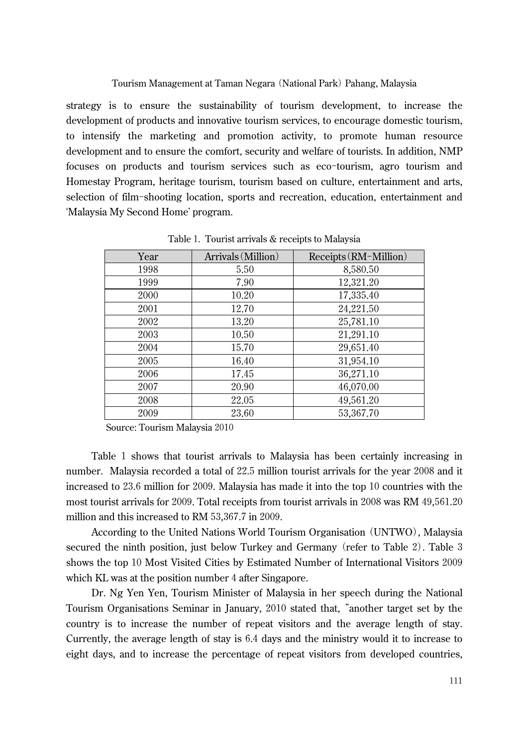strategy is to ensure the sustainability of tourism development, to increase the development of products and innovative tourism services, to encourage domestic tourism, to intensify the marketing and promotion activity, to promote human resource development and to ensure the comfort, security and welfare of tourists. In addition, NMP focuses on products and tourism services such as eco-tourism, agro tourism and Homestay Program, heritage tourism, tourism based on culture, entertainment and arts, selection of film-shooting location, sports and recreation, education, entertainment and 'Malaysia My Second Home' program.

Table 1. Tourist arrivals & receipts to Malaysia

| Year | Arrivals (Million) | Receipts (RM-Million) |
|---|---|---|
| 1998 | 5.50 | 8,580.50 |
| 1999 | 7.90 | 12,321.20 |
| 2000 | 10.20 | 17,335.40 |
| 2001 | 12.70 | 24,221.50 |
| 2002 | 13.20 | 25,781.10 |
| 2003 | 10.50 | 21,291.10 |
| 2004 | 15.70 | 29,651.40 |
| 2005 | 16.40 | 31,954.10 |
| 2006 | 17.45 | 36,271.10 |
| 2007 | 20.90 | 46,070.00 |
| 2008 | 22.05 | 49,561.20 |
| 2009 | 23.60 | 53,367.70 |

Source: Tourism Malaysia 2010

Table 1 shows that tourist arrivals to Malaysia has been certainly increasing in number. Malaysia recorded a total of 22.5 million tourist arrivals for the year 2008 and it increased to 23.6 million for 2009. Malaysia has made it into the top 10 countries with the most tourist arrivals for 2009. Total receipts from tourist arrivals in 2008 was RM 49,561.20 million and this increased to RM 53,367.7 in 2009.

According to the United Nations World Tourism Organisation (UNTWO), Malaysia secured the ninth position, just below Turkey and Germany (refer to Table 2). Table 3 shows the top 10 Most Visited Cities by Estimated Number of International Visitors 2009 which KL was at the position number 4 after Singapore.

Dr. Ng Yen Yen, Tourism Minister of Malaysia in her speech during the National Tourism Organisations Seminar in January, 2010 stated that, "another target set by the country is to increase the number of repeat visitors and the average length of stay. Currently, the average length of stay is 6.4 days and the ministry would it to increase to eight days, and to increase the percentage of repeat visitors from developed countries,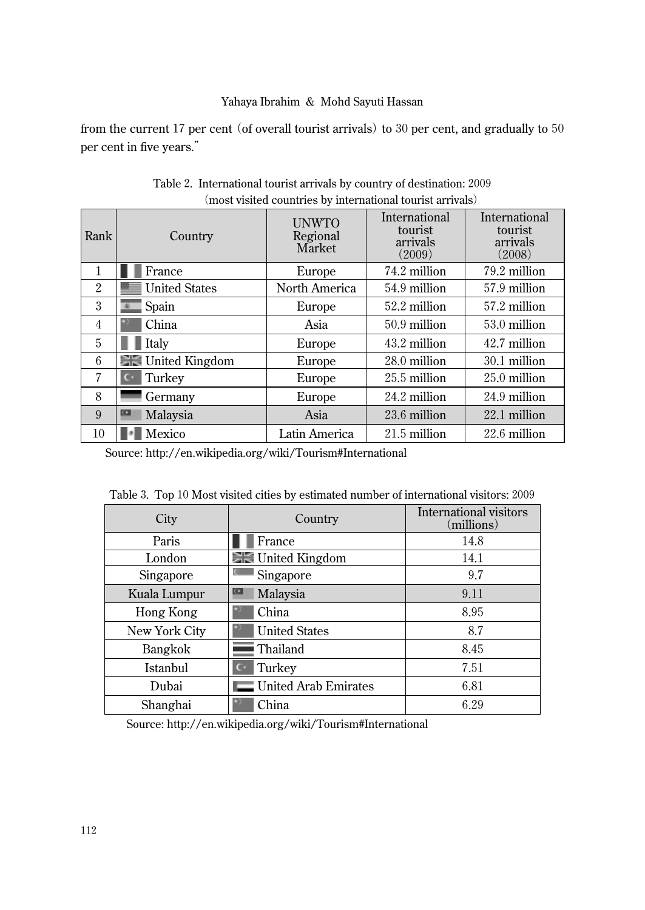from the current 17 per cent (of overall tourist arrivals) to 30 per cent, and gradually to 50 per cent in five years."

Table 2. International tourist arrivals by country of destination: 2009 (most visited countries by international tourist arrivals)

| Rank | Country | UNWTO Regional Market | International tourist arrivals (2009) | International tourist arrivals (2008) |
|---|---|---|---|---|
| 1 | France | Europe | 74.2 million | 79.2 million |
| 2 | United States | North America | 54.9 million | 57.9 million |
| 3 | Spain | Europe | 52.2 million | 57.2 million |
| 4 | China | Asia | 50.9 million | 53.0 million |
| 5 | Italy | Europe | 43.2 million | 42.7 million |
| 6 | United Kingdom | Europe | 28.0 million | 30.1 million |
| 7 | Turkey | Europe | 25.5 million | 25.0 million |
| 8 | Germany | Europe | 24.2 million | 24.9 million |
| 9 | Malaysia | Asia | 23.6 million | 22.1 million |
| 10 | Mexico | Latin America | 21.5 million | 22.6 million |

Source: http://en.wikipedia.org/wiki/Tourism#International

Table 3. Top 10 Most visited cities by estimated number of international visitors: 2009

| City | Country | International visitors (millions) |
|---|---|---|
| Paris | France | 14.8 |
| London | United Kingdom | 14.1 |
| Singapore | Singapore | 9.7 |
| Kuala Lumpur | Malaysia | 9.11 |
| Hong Kong | China | 8.95 |
| New York City | United States | 8.7 |
| Bangkok | Thailand | 8.45 |
| Istanbul | Turkey | 7.51 |
| Dubai | United Arab Emirates | 6.81 |
| Shanghai | China | 6.29 |

Source: http://en.wikipedia.org/wiki/Tourism#International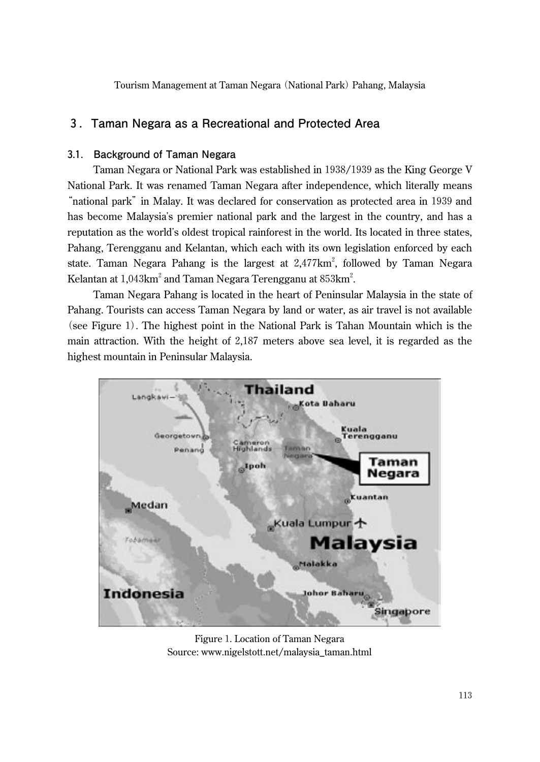## 3. Taman Negara as a Recreational and Protected Area

### 3.1. Background of Taman Negara

Taman Negara or National Park was established in 1938/1939 as the King George V National Park. It was renamed Taman Negara after independence, which literally means "national park" in Malay. It was declared for conservation as protected area in 1939 and has become Malaysia's premier national park and the largest in the country, and has a reputation as the world's oldest tropical rainforest in the world. Its located in three states, Pahang, Terengganu and Kelantan, which each with its own legislation enforced by each state. Taman Negara Pahang is the largest at 2,477km$^2$, followed by Taman Negara Kelantan at 1,043km$^2$ and Taman Negara Terengganu at 853km$^2$.

Taman Negara Pahang is located in the heart of Peninsular Malaysia in the state of Pahang. Tourists can access Taman Negara by land or water, as air travel is not available (see Figure 1). The highest point in the National Park is Tahan Mountain which is the main attraction. With the height of 2,187 meters above sea level, it is regarded as the highest mountain in Peninsular Malaysia.

Figure 1. Location of Taman Negara
Source: www.nigelstott.net/malaysia_taman.html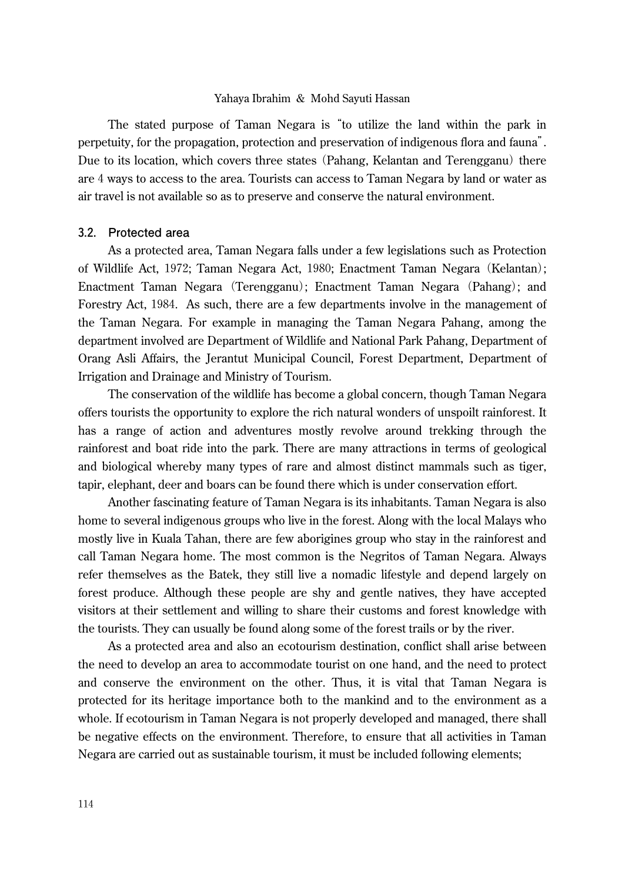The stated purpose of Taman Negara is "to utilize the land within the park in perpetuity, for the propagation, protection and preservation of indigenous flora and fauna". Due to its location, which covers three states (Pahang, Kelantan and Terengganu) there are 4 ways to access to the area. Tourists can access to Taman Negara by land or water as air travel is not available so as to preserve and conserve the natural environment.

### 3.2. Protected area

As a protected area, Taman Negara falls under a few legislations such as Protection of Wildlife Act, 1972; Taman Negara Act, 1980; Enactment Taman Negara (Kelantan); Enactment Taman Negara (Terengganu); Enactment Taman Negara (Pahang); and Forestry Act, 1984. As such, there are a few departments involve in the management of the Taman Negara. For example in managing the Taman Negara Pahang, among the department involved are Department of Wildlife and National Park Pahang, Department of Orang Asli Affairs, the Jerantut Municipal Council, Forest Department, Department of Irrigation and Drainage and Ministry of Tourism.

The conservation of the wildlife has become a global concern, though Taman Negara offers tourists the opportunity to explore the rich natural wonders of unspoilt rainforest. It has a range of action and adventures mostly revolve around trekking through the rainforest and boat ride into the park. There are many attractions in terms of geological and biological whereby many types of rare and almost distinct mammals such as tiger, tapir, elephant, deer and boars can be found there which is under conservation effort.

Another fascinating feature of Taman Negara is its inhabitants. Taman Negara is also home to several indigenous groups who live in the forest. Along with the local Malays who mostly live in Kuala Tahan, there are few aborigines group who stay in the rainforest and call Taman Negara home. The most common is the Negritos of Taman Negara. Always refer themselves as the Batek, they still live a nomadic lifestyle and depend largely on forest produce. Although these people are shy and gentle natives, they have accepted visitors at their settlement and willing to share their customs and forest knowledge with the tourists. They can usually be found along some of the forest trails or by the river.

As a protected area and also an ecotourism destination, conflict shall arise between the need to develop an area to accommodate tourist on one hand, and the need to protect and conserve the environment on the other. Thus, it is vital that Taman Negara is protected for its heritage importance both to the mankind and to the environment as a whole. If ecotourism in Taman Negara is not properly developed and managed, there shall be negative effects on the environment. Therefore, to ensure that all activities in Taman Negara are carried out as sustainable tourism, it must be included following elements;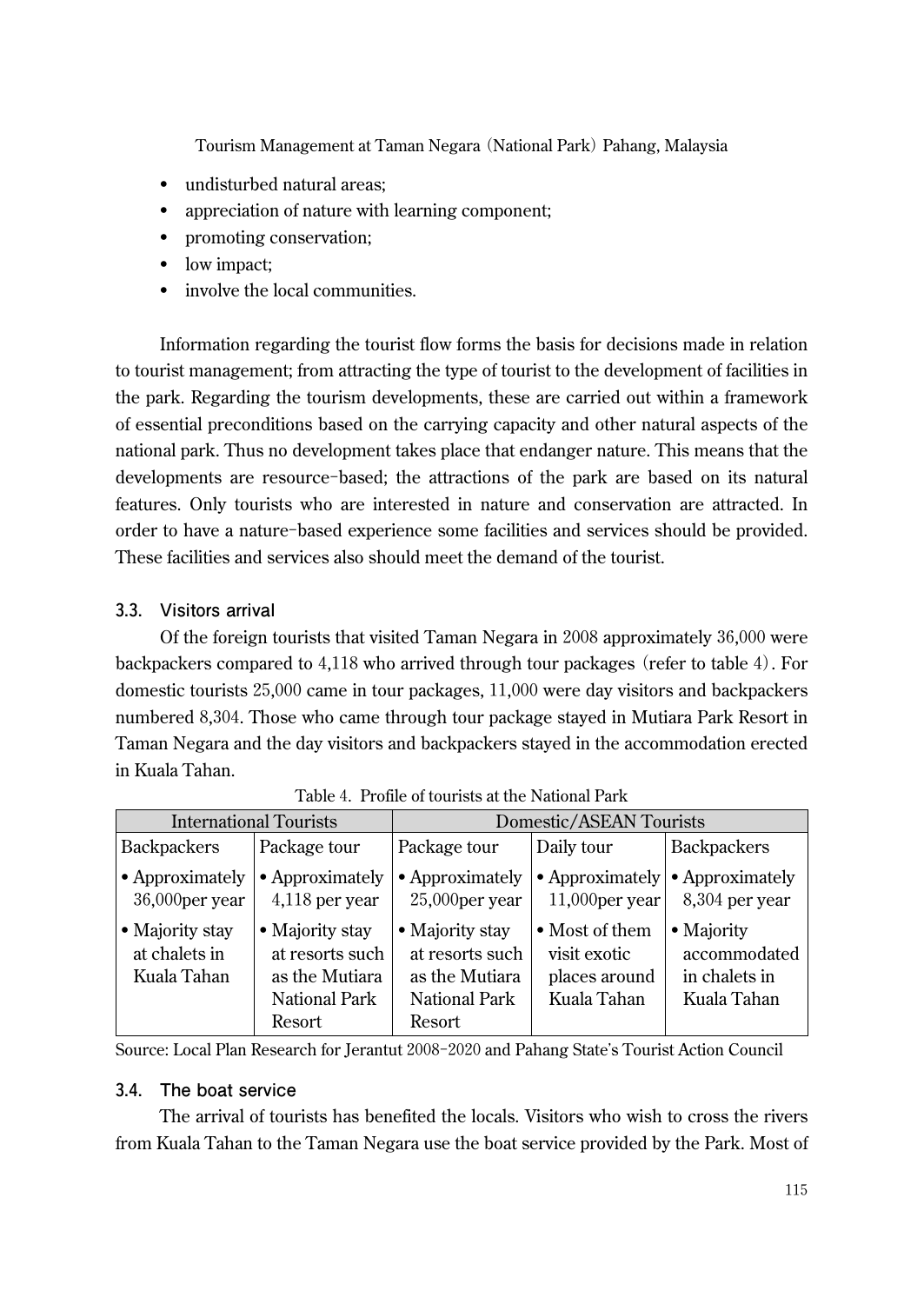- undisturbed natural areas;
- appreciation of nature with learning component;
- promoting conservation;
- low impact;
- involve the local communities.

Information regarding the tourist flow forms the basis for decisions made in relation to tourist management; from attracting the type of tourist to the development of facilities in the park. Regarding the tourism developments, these are carried out within a framework of essential preconditions based on the carrying capacity and other natural aspects of the national park. Thus no development takes place that endanger nature. This means that the developments are resource-based; the attractions of the park are based on its natural features. Only tourists who are interested in nature and conservation are attracted. In order to have a nature-based experience some facilities and services should be provided. These facilities and services also should meet the demand of the tourist.

### 3.3. Visitors arrival

Of the foreign tourists that visited Taman Negara in 2008 approximately 36,000 were backpackers compared to 4,118 who arrived through tour packages (refer to table 4). For domestic tourists 25,000 came in tour packages, 11,000 were day visitors and backpackers numbered 8,304. Those who came through tour package stayed in Mutiara Park Resort in Taman Negara and the day visitors and backpackers stayed in the accommodation erected in Kuala Tahan.

Table 4. Profile of tourists at the National Park

| International Tourists | | Domestic/ASEAN Tourists | | |
|---|---|---|---|---|
| Backpackers | Package tour | Package tour | Daily tour | Backpackers |
| • Approximately 36,000per year | • Approximately 4,118 per year | • Approximately 25,000per year | • Approximately 11,000per year | • Approximately 8,304 per year |
| • Majority stay at chalets in Kuala Tahan | • Majority stay at resorts such as the Mutiara National Park Resort | • Majority stay at resorts such as the Mutiara National Park Resort | • Most of them visit exotic places around Kuala Tahan | • Majority accommodated in chalets in Kuala Tahan |

Source: Local Plan Research for Jerantut 2008-2020 and Pahang State's Tourist Action Council

### 3.4. The boat service

The arrival of tourists has benefited the locals. Visitors who wish to cross the rivers from Kuala Tahan to the Taman Negara use the boat service provided by the Park. Most of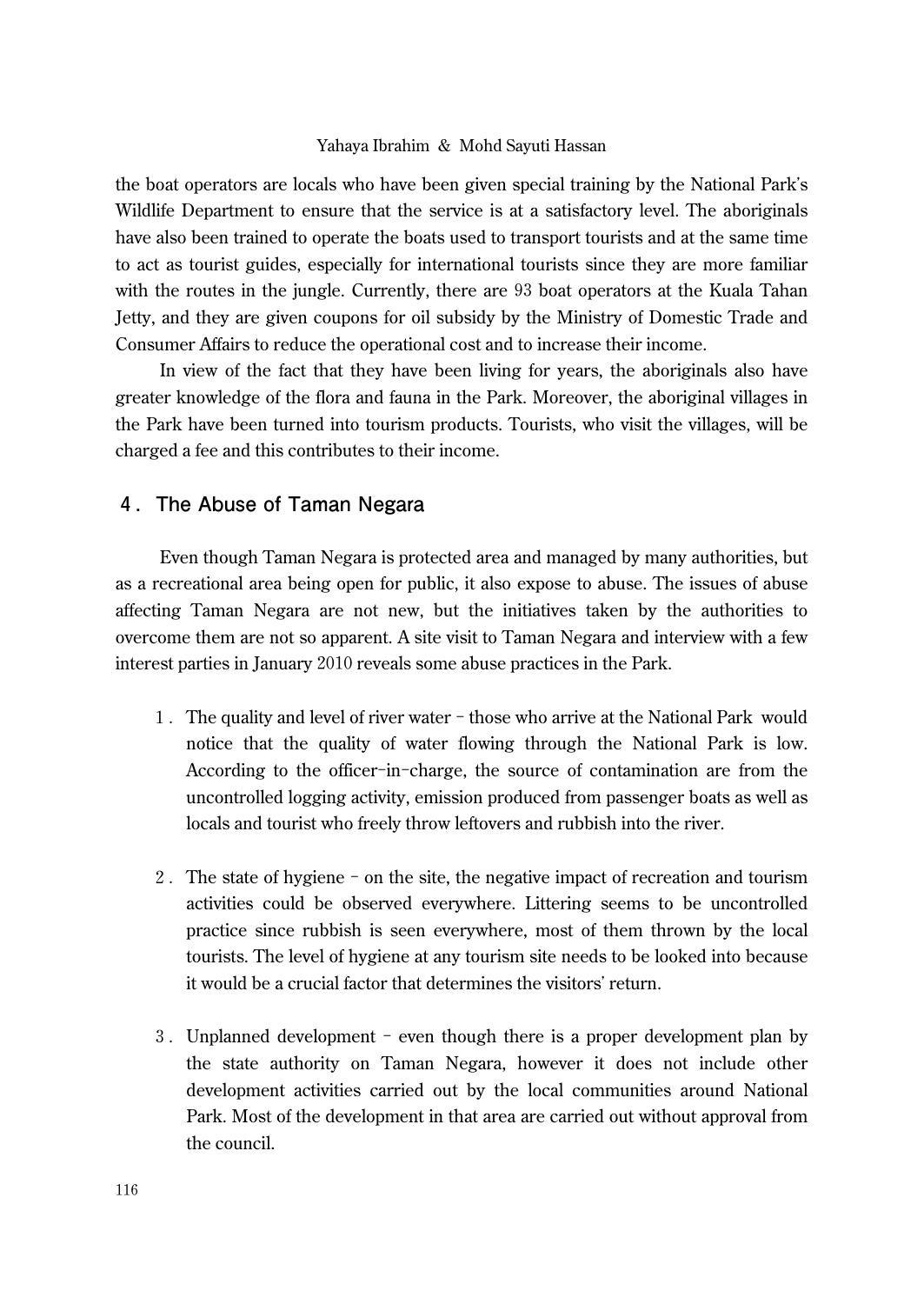the boat operators are locals who have been given special training by the National Park's Wildlife Department to ensure that the service is at a satisfactory level. The aboriginals have also been trained to operate the boats used to transport tourists and at the same time to act as tourist guides, especially for international tourists since they are more familiar with the routes in the jungle. Currently, there are 93 boat operators at the Kuala Tahan Jetty, and they are given coupons for oil subsidy by the Ministry of Domestic Trade and Consumer Affairs to reduce the operational cost and to increase their income.

In view of the fact that they have been living for years, the aboriginals also have greater knowledge of the flora and fauna in the Park. Moreover, the aboriginal villages in the Park have been turned into tourism products. Tourists, who visit the villages, will be charged a fee and this contributes to their income.

## 4. The Abuse of Taman Negara

Even though Taman Negara is protected area and managed by many authorities, but as a recreational area being open for public, it also expose to abuse. The issues of abuse affecting Taman Negara are not new, but the initiatives taken by the authorities to overcome them are not so apparent. A site visit to Taman Negara and interview with a few interest parties in January 2010 reveals some abuse practices in the Park.

1. The quality and level of river water – those who arrive at the National Park would notice that the quality of water flowing through the National Park is low. According to the officer-in-charge, the source of contamination are from the uncontrolled logging activity, emission produced from passenger boats as well as locals and tourist who freely throw leftovers and rubbish into the river.

2. The state of hygiene – on the site, the negative impact of recreation and tourism activities could be observed everywhere. Littering seems to be uncontrolled practice since rubbish is seen everywhere, most of them thrown by the local tourists. The level of hygiene at any tourism site needs to be looked into because it would be a crucial factor that determines the visitors' return.

3. Unplanned development – even though there is a proper development plan by the state authority on Taman Negara, however it does not include other development activities carried out by the local communities around National Park. Most of the development in that area are carried out without approval from the council.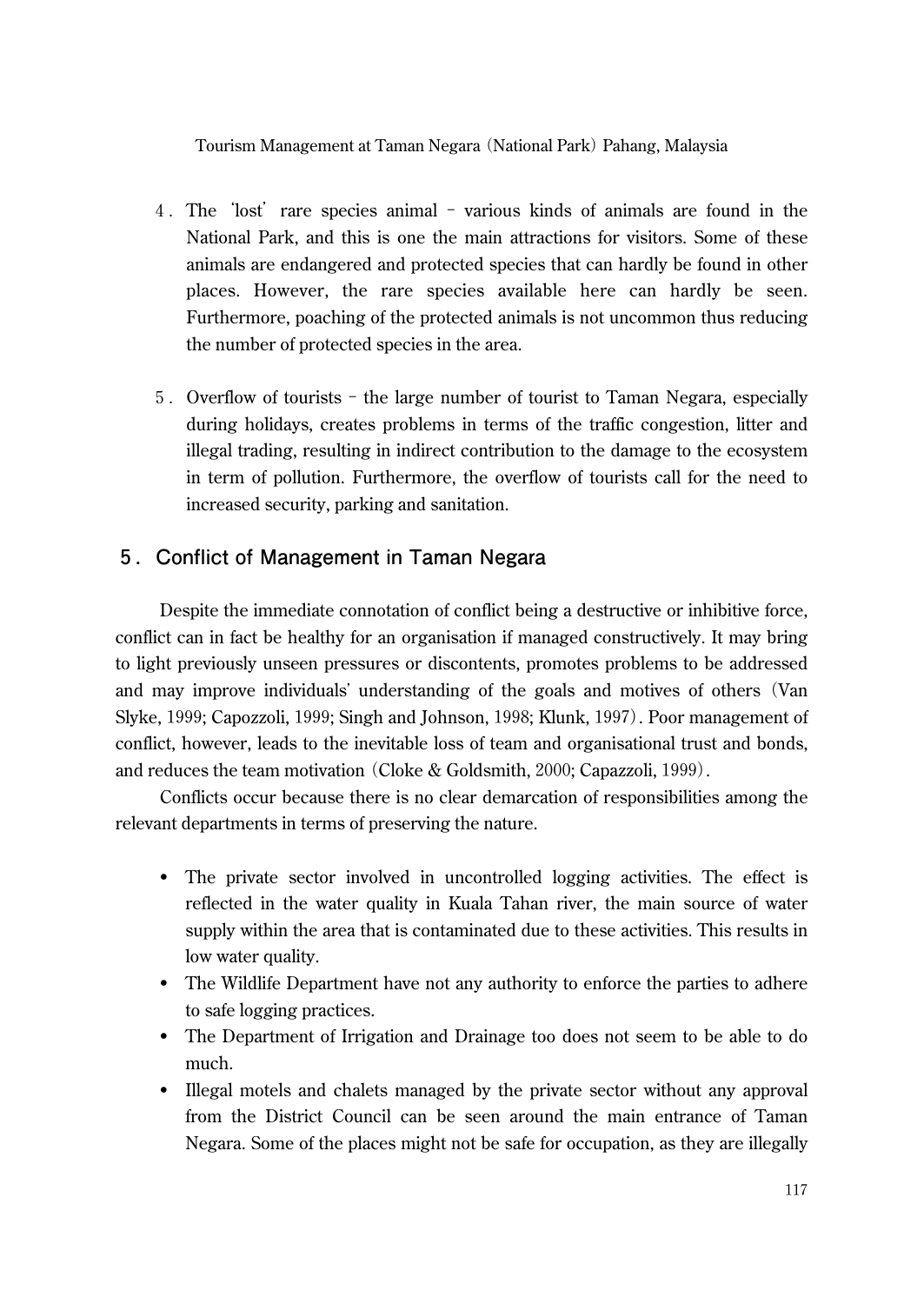4. The 'lost' rare species animal – various kinds of animals are found in the National Park, and this is one the main attractions for visitors. Some of these animals are endangered and protected species that can hardly be found in other places. However, the rare species available here can hardly be seen. Furthermore, poaching of the protected animals is not uncommon thus reducing the number of protected species in the area.

5. Overflow of tourists – the large number of tourist to Taman Negara, especially during holidays, creates problems in terms of the traffic congestion, litter and illegal trading, resulting in indirect contribution to the damage to the ecosystem in term of pollution. Furthermore, the overflow of tourists call for the need to increased security, parking and sanitation.

## 5. Conflict of Management in Taman Negara

Despite the immediate connotation of conflict being a destructive or inhibitive force, conflict can in fact be healthy for an organisation if managed constructively. It may bring to light previously unseen pressures or discontents, promotes problems to be addressed and may improve individuals' understanding of the goals and motives of others (Van Slyke, 1999; Capozzoli, 1999; Singh and Johnson, 1998; Klunk, 1997). Poor management of conflict, however, leads to the inevitable loss of team and organisational trust and bonds, and reduces the team motivation (Cloke & Goldsmith, 2000; Capazzoli, 1999).

Conflicts occur because there is no clear demarcation of responsibilities among the relevant departments in terms of preserving the nature.

- The private sector involved in uncontrolled logging activities. The effect is reflected in the water quality in Kuala Tahan river, the main source of water supply within the area that is contaminated due to these activities. This results in low water quality.
- The Wildlife Department have not any authority to enforce the parties to adhere to safe logging practices.
- The Department of Irrigation and Drainage too does not seem to be able to do much.
- Illegal motels and chalets managed by the private sector without any approval from the District Council can be seen around the main entrance of Taman Negara. Some of the places might not be safe for occupation, as they are illegally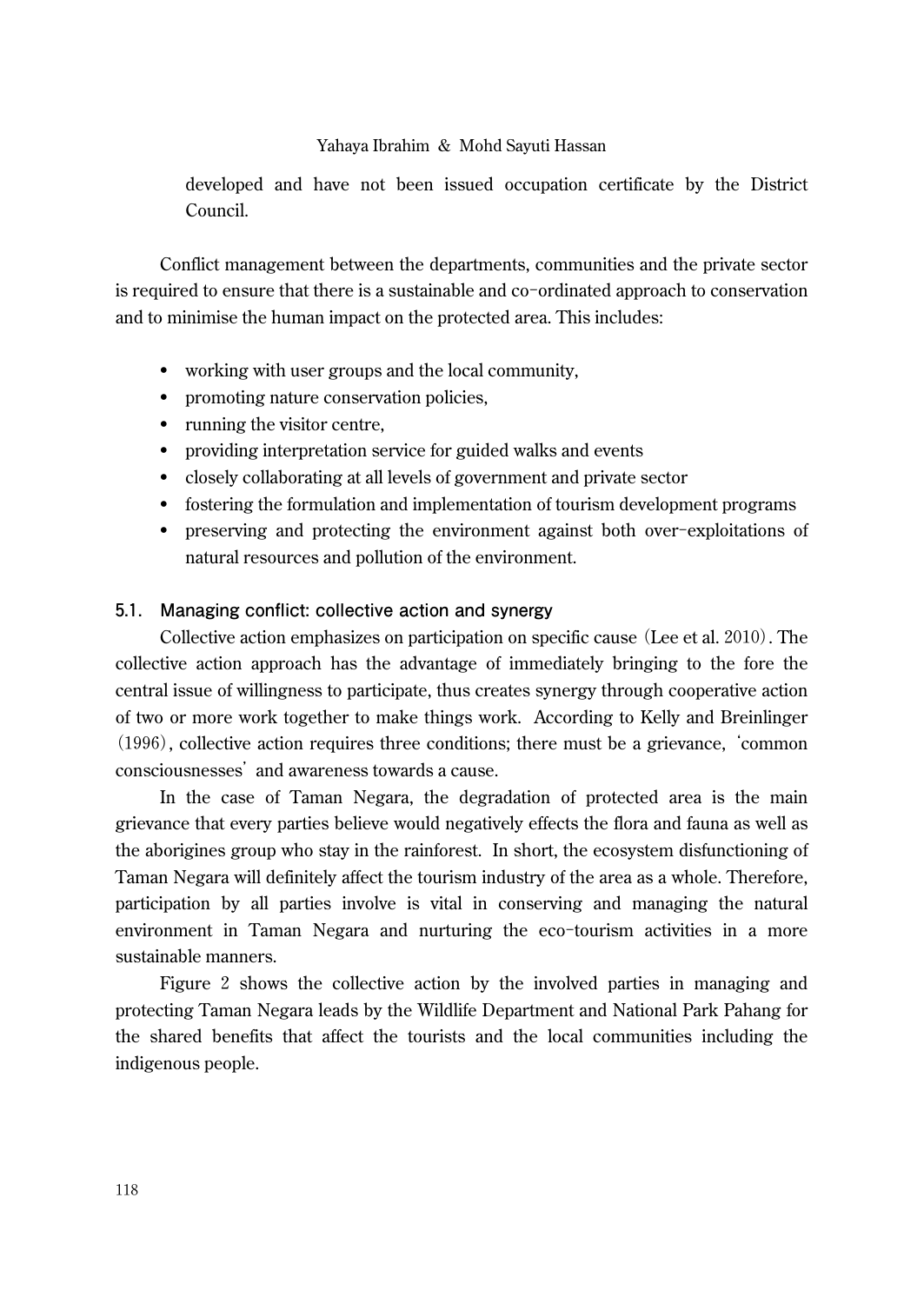developed and have not been issued occupation certificate by the District Council.

Conflict management between the departments, communities and the private sector is required to ensure that there is a sustainable and co-ordinated approach to conservation and to minimise the human impact on the protected area. This includes:

- working with user groups and the local community,
- promoting nature conservation policies,
- running the visitor centre,
- providing interpretation service for guided walks and events
- closely collaborating at all levels of government and private sector
- fostering the formulation and implementation of tourism development programs
- preserving and protecting the environment against both over-exploitations of natural resources and pollution of the environment.

### 5.1. Managing conflict: collective action and synergy

Collective action emphasizes on participation on specific cause (Lee et al. 2010). The collective action approach has the advantage of immediately bringing to the fore the central issue of willingness to participate, thus creates synergy through cooperative action of two or more work together to make things work. According to Kelly and Breinlinger (1996), collective action requires three conditions; there must be a grievance, 'common consciousnesses' and awareness towards a cause.

In the case of Taman Negara, the degradation of protected area is the main grievance that every parties believe would negatively effects the flora and fauna as well as the aborigines group who stay in the rainforest. In short, the ecosystem disfunctioning of Taman Negara will definitely affect the tourism industry of the area as a whole. Therefore, participation by all parties involve is vital in conserving and managing the natural environment in Taman Negara and nurturing the eco-tourism activities in a more sustainable manners.

Figure 2 shows the collective action by the involved parties in managing and protecting Taman Negara leads by the Wildlife Department and National Park Pahang for the shared benefits that affect the tourists and the local communities including the indigenous people.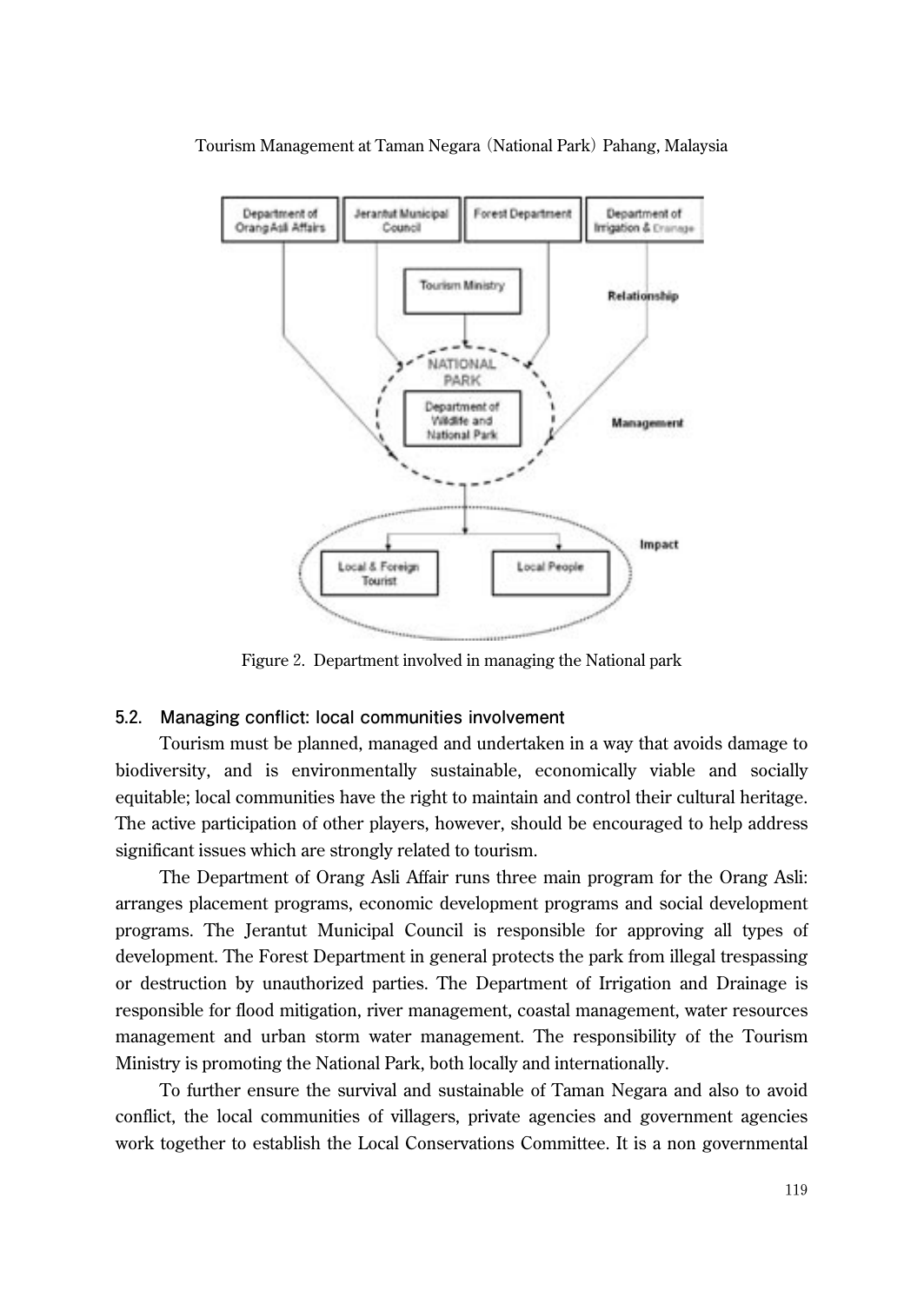Figure 2. Department involved in managing the National park

### 5.2. Managing conflict: local communities involvement

Tourism must be planned, managed and undertaken in a way that avoids damage to biodiversity, and is environmentally sustainable, economically viable and socially equitable; local communities have the right to maintain and control their cultural heritage. The active participation of other players, however, should be encouraged to help address significant issues which are strongly related to tourism.

The Department of Orang Asli Affair runs three main program for the Orang Asli: arranges placement programs, economic development programs and social development programs. The Jerantut Municipal Council is responsible for approving all types of development. The Forest Department in general protects the park from illegal trespassing or destruction by unauthorized parties. The Department of Irrigation and Drainage is responsible for flood mitigation, river management, coastal management, water resources management and urban storm water management. The responsibility of the Tourism Ministry is promoting the National Park, both locally and internationally.

To further ensure the survival and sustainable of Taman Negara and also to avoid conflict, the local communities of villagers, private agencies and government agencies work together to establish the Local Conservations Committee. It is a non governmental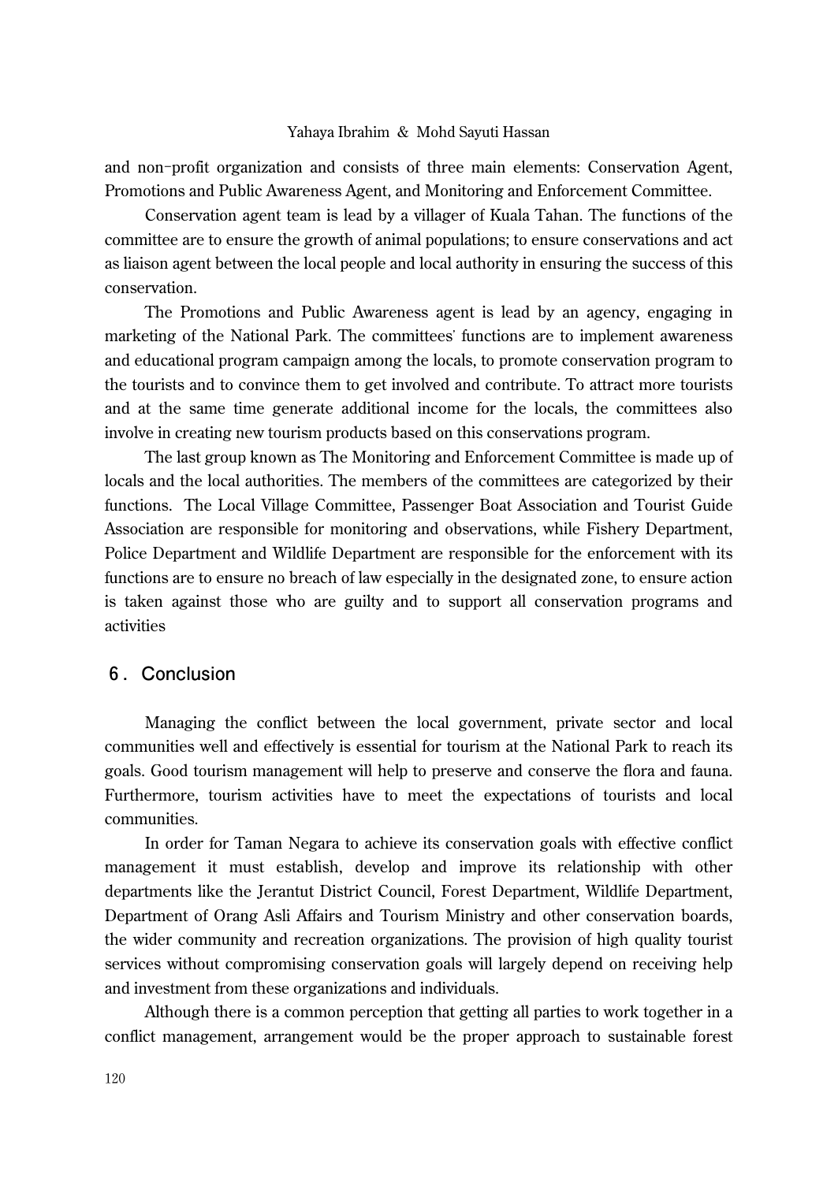and non-profit organization and consists of three main elements: Conservation Agent, Promotions and Public Awareness Agent, and Monitoring and Enforcement Committee.

Conservation agent team is lead by a villager of Kuala Tahan. The functions of the committee are to ensure the growth of animal populations; to ensure conservations and act as liaison agent between the local people and local authority in ensuring the success of this conservation.

The Promotions and Public Awareness agent is lead by an agency, engaging in marketing of the National Park. The committees' functions are to implement awareness and educational program campaign among the locals, to promote conservation program to the tourists and to convince them to get involved and contribute. To attract more tourists and at the same time generate additional income for the locals, the committees also involve in creating new tourism products based on this conservations program.

The last group known as The Monitoring and Enforcement Committee is made up of locals and the local authorities. The members of the committees are categorized by their functions. The Local Village Committee, Passenger Boat Association and Tourist Guide Association are responsible for monitoring and observations, while Fishery Department, Police Department and Wildlife Department are responsible for the enforcement with its functions are to ensure no breach of law especially in the designated zone, to ensure action is taken against those who are guilty and to support all conservation programs and activities

## 6. Conclusion

Managing the conflict between the local government, private sector and local communities well and effectively is essential for tourism at the National Park to reach its goals. Good tourism management will help to preserve and conserve the flora and fauna. Furthermore, tourism activities have to meet the expectations of tourists and local communities.

In order for Taman Negara to achieve its conservation goals with effective conflict management it must establish, develop and improve its relationship with other departments like the Jerantut District Council, Forest Department, Wildlife Department, Department of Orang Asli Affairs and Tourism Ministry and other conservation boards, the wider community and recreation organizations. The provision of high quality tourist services without compromising conservation goals will largely depend on receiving help and investment from these organizations and individuals.

Although there is a common perception that getting all parties to work together in a conflict management, arrangement would be the proper approach to sustainable forest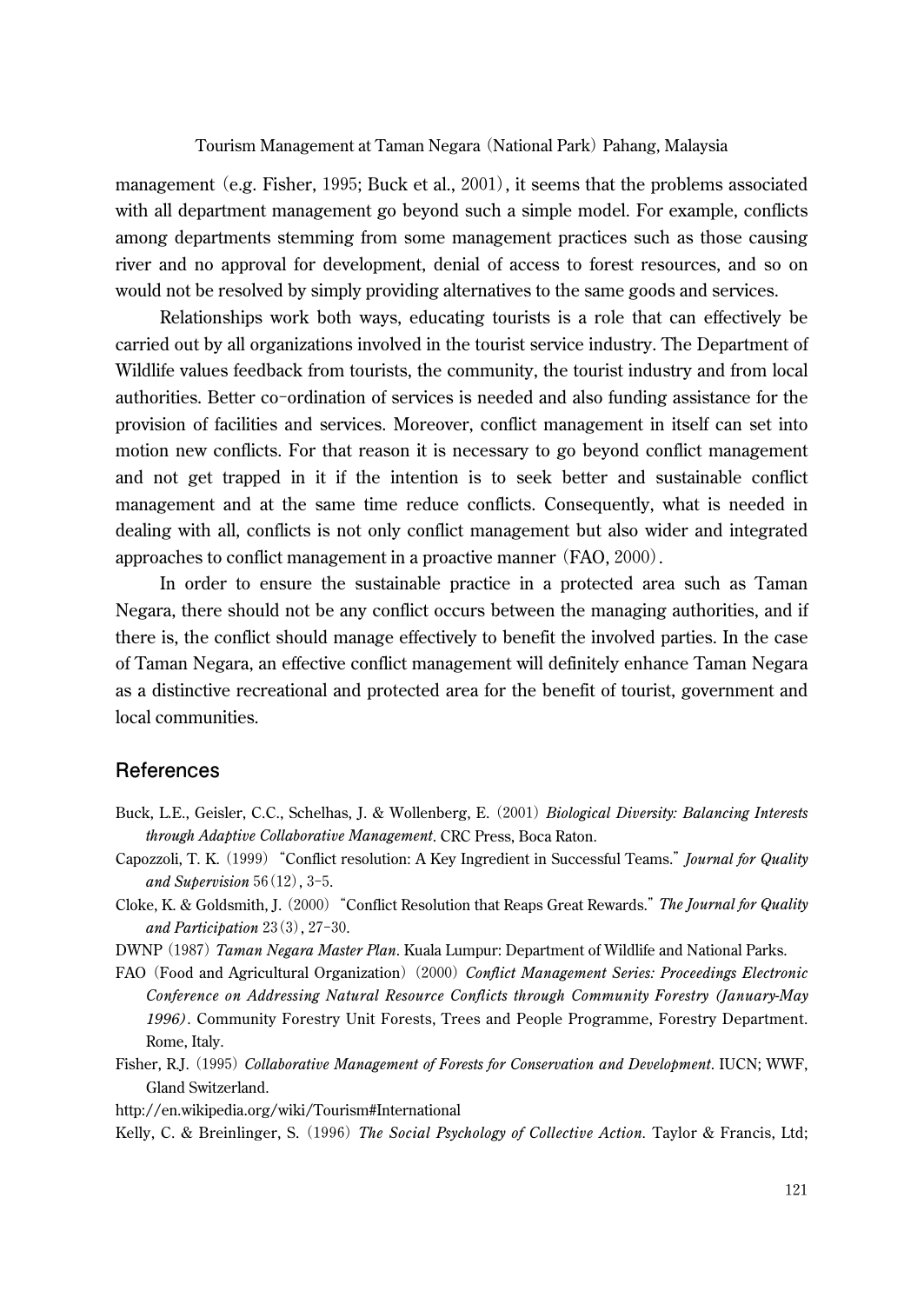management (e.g. Fisher, 1995; Buck et al., 2001), it seems that the problems associated with all department management go beyond such a simple model. For example, conflicts among departments stemming from some management practices such as those causing river and no approval for development, denial of access to forest resources, and so on would not be resolved by simply providing alternatives to the same goods and services.

Relationships work both ways, educating tourists is a role that can effectively be carried out by all organizations involved in the tourist service industry. The Department of Wildlife values feedback from tourists, the community, the tourist industry and from local authorities. Better co-ordination of services is needed and also funding assistance for the provision of facilities and services. Moreover, conflict management in itself can set into motion new conflicts. For that reason it is necessary to go beyond conflict management and not get trapped in it if the intention is to seek better and sustainable conflict management and at the same time reduce conflicts. Consequently, what is needed in dealing with all, conflicts is not only conflict management but also wider and integrated approaches to conflict management in a proactive manner (FAO, 2000).

In order to ensure the sustainable practice in a protected area such as Taman Negara, there should not be any conflict occurs between the managing authorities, and if there is, the conflict should manage effectively to benefit the involved parties. In the case of Taman Negara, an effective conflict management will definitely enhance Taman Negara as a distinctive recreational and protected area for the benefit of tourist, government and local communities.

## References

Buck, L.E., Geisler, C.C., Schelhas, J. & Wollenberg, E. (2001) *Biological Diversity: Balancing Interests through Adaptive Collaborative Management*. CRC Press, Boca Raton.

Capozzoli, T. K. (1999) "Conflict resolution: A Key Ingredient in Successful Teams." *Journal for Quality and Supervision* 56(12), 3-5.

Cloke, K. & Goldsmith, J. (2000) "Conflict Resolution that Reaps Great Rewards." *The Journal for Quality and Participation* 23(3), 27-30.

DWNP (1987) *Taman Negara Master Plan*. Kuala Lumpur: Department of Wildlife and National Parks.

FAO (Food and Agricultural Organization) (2000) *Conflict Management Series: Proceedings Electronic Conference on Addressing Natural Resource Conflicts through Community Forestry (January-May 1996)*. Community Forestry Unit Forests, Trees and People Programme, Forestry Department. Rome, Italy.

Fisher, R.J. (1995) *Collaborative Management of Forests for Conservation and Development*. IUCN; WWF, Gland Switzerland.

http://en.wikipedia.org/wiki/Tourism#International

Kelly, C. & Breinlinger, S. (1996) *The Social Psychology of Collective Action.* Taylor & Francis, Ltd;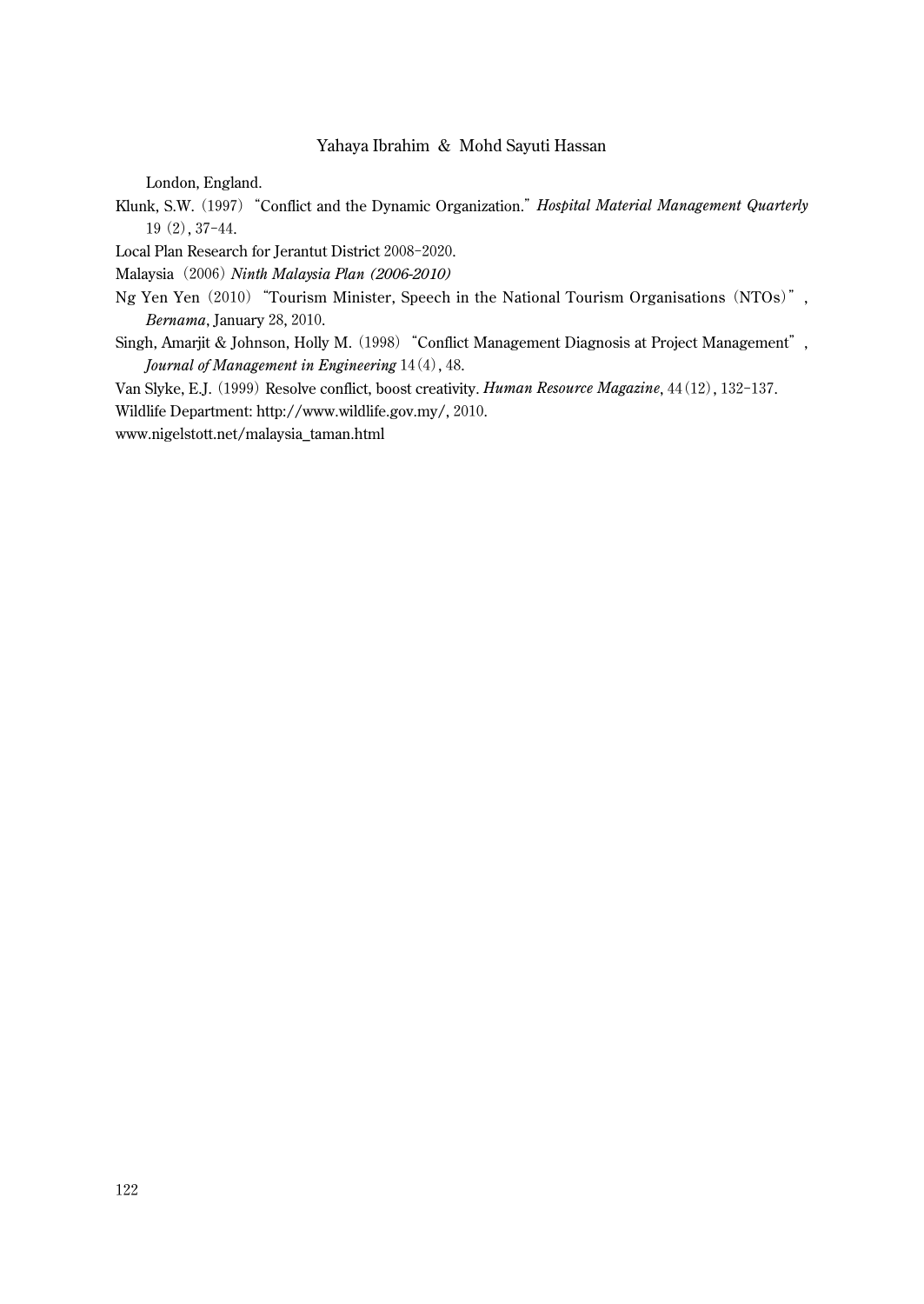London, England.

Klunk, S.W. (1997) "Conflict and the Dynamic Organization." *Hospital Material Management Quarterly* 19 (2), 37-44.

Local Plan Research for Jerantut District 2008-2020.

Malaysia (2006) *Ninth Malaysia Plan (2006-2010)*

Ng Yen Yen (2010) "Tourism Minister, Speech in the National Tourism Organisations (NTOs)", *Bernama*, January 28, 2010.

Singh, Amarjit & Johnson, Holly M. (1998) "Conflict Management Diagnosis at Project Management", *Journal of Management in Engineering* 14(4), 48.

Van Slyke, E.J. (1999) Resolve conflict, boost creativity. *Human Resource Magazine*, 44(12), 132-137.

Wildlife Department: http://www.wildlife.gov.my/, 2010.

www.nigelstott.net/malaysia_taman.html